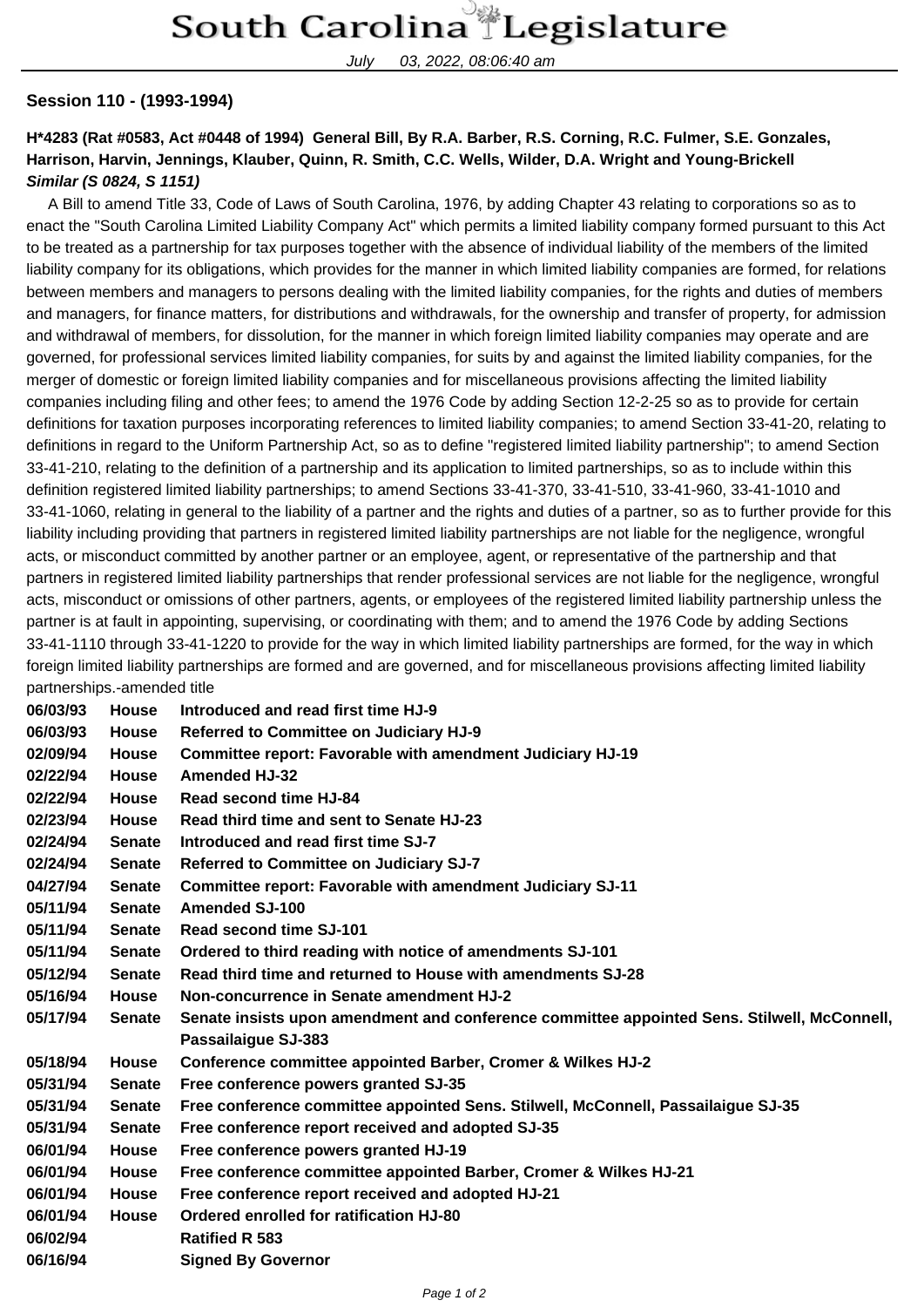# South Carolina Legislature

July 03, 2022, 08:06:40 am

**Session 110 - (1993-1994)**

**H*4283 (Rat #0583, Act #0448 of 1994) General Bill, By R.A. Barber, R.S. Corning, R.C. Fulmer, S.E. Gonzales, Harrison, Harvin, Jennings, Klauber, Quinn, R. Smith, C.C. Wells, Wilder, D.A. Wright and Young-Brickell**
***Similar (S 0824, S 1151)***

A Bill to amend Title 33, Code of Laws of South Carolina, 1976, by adding Chapter 43 relating to corporations so as to enact the "South Carolina Limited Liability Company Act" which permits a limited liability company formed pursuant to this Act to be treated as a partnership for tax purposes together with the absence of individual liability of the members of the limited liability company for its obligations, which provides for the manner in which limited liability companies are formed, for relations between members and managers to persons dealing with the limited liability companies, for the rights and duties of members and managers, for finance matters, for distributions and withdrawals, for the ownership and transfer of property, for admission and withdrawal of members, for dissolution, for the manner in which foreign limited liability companies may operate and are governed, for professional services limited liability companies, for suits by and against the limited liability companies, for the merger of domestic or foreign limited liability companies and for miscellaneous provisions affecting the limited liability companies including filing and other fees; to amend the 1976 Code by adding Section 12-2-25 so as to provide for certain definitions for taxation purposes incorporating references to limited liability companies; to amend Section 33-41-20, relating to definitions in regard to the Uniform Partnership Act, so as to define "registered limited liability partnership"; to amend Section 33-41-210, relating to the definition of a partnership and its application to limited partnerships, so as to include within this definition registered limited liability partnerships; to amend Sections 33-41-370, 33-41-510, 33-41-960, 33-41-1010 and 33-41-1060, relating in general to the liability of a partner and the rights and duties of a partner, so as to further provide for this liability including providing that partners in registered limited liability partnerships are not liable for the negligence, wrongful acts, or misconduct committed by another partner or an employee, agent, or representative of the partnership and that partners in registered limited liability partnerships that render professional services are not liable for the negligence, wrongful acts, misconduct or omissions of other partners, agents, or employees of the registered limited liability partnership unless the partner is at fault in appointing, supervising, or coordinating with them; and to amend the 1976 Code by adding Sections 33-41-1110 through 33-41-1220 to provide for the way in which limited liability partnerships are formed, for the way in which foreign limited liability partnerships are formed and are governed, and for miscellaneous provisions affecting limited liability partnerships.-amended title

| | | |
|---|---|---|
| **06/03/93** | **House** | **Introduced and read first time HJ-9** |
| **06/03/93** | **House** | **Referred to Committee on Judiciary HJ-9** |
| **02/09/94** | **House** | **Committee report: Favorable with amendment Judiciary HJ-19** |
| **02/22/94** | **House** | **Amended HJ-32** |
| **02/22/94** | **House** | **Read second time HJ-84** |
| **02/23/94** | **House** | **Read third time and sent to Senate HJ-23** |
| **02/24/94** | **Senate** | **Introduced and read first time SJ-7** |
| **02/24/94** | **Senate** | **Referred to Committee on Judiciary SJ-7** |
| **04/27/94** | **Senate** | **Committee report: Favorable with amendment Judiciary SJ-11** |
| **05/11/94** | **Senate** | **Amended SJ-100** |
| **05/11/94** | **Senate** | **Read second time SJ-101** |
| **05/11/94** | **Senate** | **Ordered to third reading with notice of amendments SJ-101** |
| **05/12/94** | **Senate** | **Read third time and returned to House with amendments SJ-28** |
| **05/16/94** | **House** | **Non-concurrence in Senate amendment HJ-2** |
| **05/17/94** | **Senate** | **Senate insists upon amendment and conference committee appointed Sens. Stilwell, McConnell, Passailaigue SJ-383** |
| **05/18/94** | **House** | **Conference committee appointed Barber, Cromer & Wilkes HJ-2** |
| **05/31/94** | **Senate** | **Free conference powers granted SJ-35** |
| **05/31/94** | **Senate** | **Free conference committee appointed Sens. Stilwell, McConnell, Passailaigue SJ-35** |
| **05/31/94** | **Senate** | **Free conference report received and adopted SJ-35** |
| **06/01/94** | **House** | **Free conference powers granted HJ-19** |
| **06/01/94** | **House** | **Free conference committee appointed Barber, Cromer & Wilkes HJ-21** |
| **06/01/94** | **House** | **Free conference report received and adopted HJ-21** |
| **06/01/94** | **House** | **Ordered enrolled for ratification HJ-80** |
| **06/02/94** | | **Ratified R 583** |
| **06/16/94** | | **Signed By Governor** |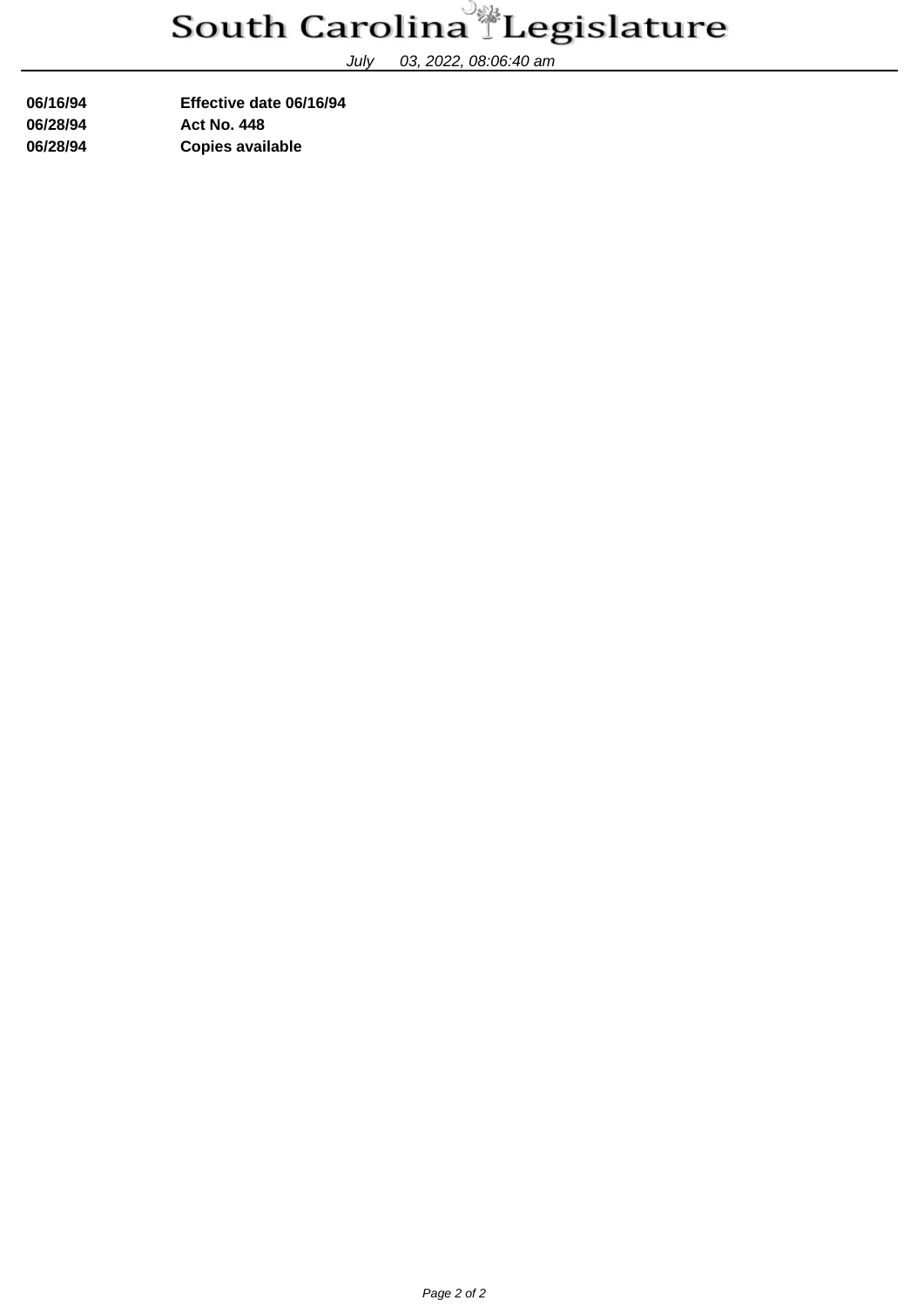| | |
|---|---|
| **06/16/94** | **Effective date 06/16/94** |
| **06/28/94** | **Act No. 448** |
| **06/28/94** | **Copies available** |